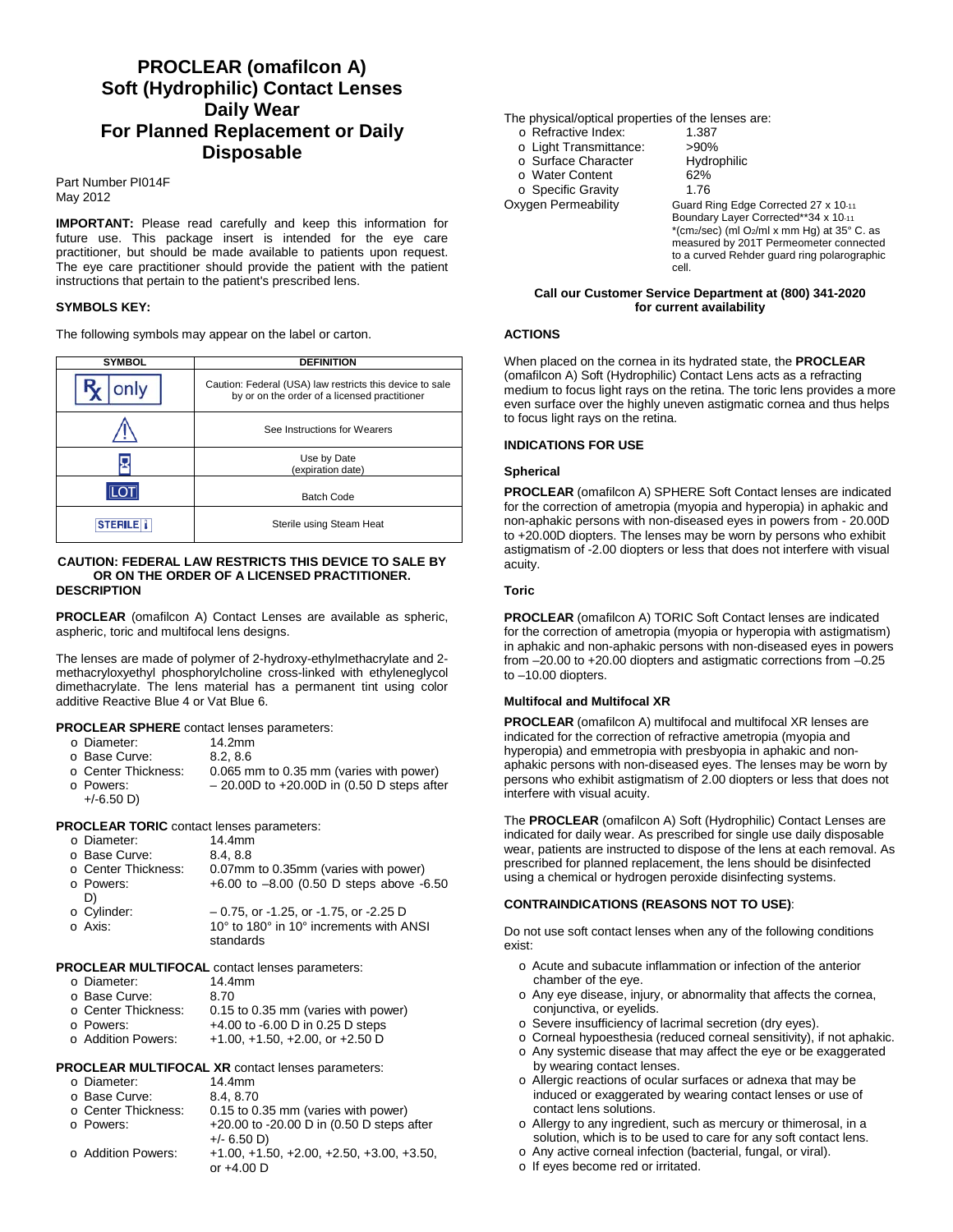# PROCLEAR (omafilcon A) Soft (Hydrophilic) Contact Lenses Daily Wear For Planned Replacement or Daily Disposable

Part Number PI014F
May 2012

**IMPORTANT:** Please read carefully and keep this information for future use. This package insert is intended for the eye care practitioner, but should be made available to patients upon request. The eye care practitioner should provide the patient with the patient instructions that pertain to the patient's prescribed lens.

### SYMBOLS KEY:

The following symbols may appear on the label or carton.

| SYMBOL | DEFINITION |
|---|---|
| Rx only | Caution: Federal (USA) law restricts this device to sale by or on the order of a licensed practitioner |
| ⚠ | See Instructions for Wearers |
| ⌛ | Use by Date (expiration date) |
| LOT | Batch Code |
| STERILE | Sterile using Steam Heat |

**CAUTION: FEDERAL LAW RESTRICTS THIS DEVICE TO SALE BY OR ON THE ORDER OF A LICENSED PRACTITIONER.**

### DESCRIPTION

**PROCLEAR** (omafilcon A) Contact Lenses are available as spheric, aspheric, toric and multifocal lens designs.

The lenses are made of polymer of 2-hydroxy-ethylmethacrylate and 2-methacryloxyethyl phosphorylcholine cross-linked with ethyleneglycol dimethacrylate. The lens material has a permanent tint using color additive Reactive Blue 4 or Vat Blue 6.

**PROCLEAR SPHERE** contact lenses parameters:

- Diameter: 14.2mm
- Base Curve: 8.2, 8.6
- Center Thickness: 0.065 mm to 0.35 mm (varies with power)
- Powers: – 20.00D to +20.00D in (0.50 D steps after +/-6.50 D)

**PROCLEAR TORIC** contact lenses parameters:

- Diameter: 14.4mm
- Base Curve: 8.4, 8.8
- Center Thickness: 0.07mm to 0.35mm (varies with power)
- Powers: +6.00 to –8.00 (0.50 D steps above -6.50 D)
- Cylinder: – 0.75, or -1.25, or -1.75, or -2.25 D
- Axis: 10° to 180° in 10° increments with ANSI standards

**PROCLEAR MULTIFOCAL** contact lenses parameters:

- Diameter: 14.4mm
- Base Curve: 8.70
- Center Thickness: 0.15 to 0.35 mm (varies with power)
- Powers: +4.00 to -6.00 D in 0.25 D steps
- Addition Powers: +1.00, +1.50, +2.00, or +2.50 D

**PROCLEAR MULTIFOCAL XR** contact lenses parameters:

- Diameter: 14.4mm
- Base Curve: 8.4, 8.70
- Center Thickness: 0.15 to 0.35 mm (varies with power)
- Powers: +20.00 to -20.00 D in (0.50 D steps after +/- 6.50 D)
- Addition Powers: +1.00, +1.50, +2.00, +2.50, +3.00, +3.50, or +4.00 D

The physical/optical properties of the lenses are:

- Refractive Index: 1.387
- Light Transmittance: >90%
- Surface Character: Hydrophilic
- Water Content: 62%
- Specific Gravity: 1.76

Oxygen Permeability: Guard Ring Edge Corrected 27 x $10^{-11}$ Boundary Layer Corrected** 34 x $10^{-11}$ *($cm^2$/sec) (ml $O_2$/ml x mm Hg) at 35° C. as measured by 201T Permeometer connected to a curved Rehder guard ring polarographic cell.

**Call our Customer Service Department at (800) 341-2020 for current availability**

### ACTIONS

When placed on the cornea in its hydrated state, the **PROCLEAR** (omafilcon A) Soft (Hydrophilic) Contact Lens acts as a refracting medium to focus light rays on the retina. The toric lens provides a more even surface over the highly uneven astigmatic cornea and thus helps to focus light rays on the retina.

### INDICATIONS FOR USE

#### Spherical

**PROCLEAR** (omafilcon A) SPHERE Soft Contact lenses are indicated for the correction of ametropia (myopia and hyperopia) in aphakic and non-aphakic persons with non-diseased eyes in powers from - 20.00D to +20.00D diopters. The lenses may be worn by persons who exhibit astigmatism of -2.00 diopters or less that does not interfere with visual acuity.

#### Toric

**PROCLEAR** (omafilcon A) TORIC Soft Contact lenses are indicated for the correction of ametropia (myopia or hyperopia with astigmatism) in aphakic and non-aphakic persons with non-diseased eyes in powers from –20.00 to +20.00 diopters and astigmatic corrections from –0.25 to –10.00 diopters.

#### Multifocal and Multifocal XR

**PROCLEAR** (omafilcon A) multifocal and multifocal XR lenses are indicated for the correction of refractive ametropia (myopia and hyperopia) and emmetropia with presbyopia in aphakic and non-aphakic persons with non-diseased eyes. The lenses may be worn by persons who exhibit astigmatism of 2.00 diopters or less that does not interfere with visual acuity.

The **PROCLEAR** (omafilcon A) Soft (Hydrophilic) Contact Lenses are indicated for daily wear. As prescribed for single use daily disposable wear, patients are instructed to dispose of the lens at each removal. As prescribed for planned replacement, the lens should be disinfected using a chemical or hydrogen peroxide disinfecting systems.

### CONTRAINDICATIONS (REASONS NOT TO USE):

Do not use soft contact lenses when any of the following conditions exist:

- Acute and subacute inflammation or infection of the anterior chamber of the eye.
- Any eye disease, injury, or abnormality that affects the cornea, conjunctiva, or eyelids.
- Severe insufficiency of lacrimal secretion (dry eyes).
- Corneal hypoesthesia (reduced corneal sensitivity), if not aphakic.
- Any systemic disease that may affect the eye or be exaggerated by wearing contact lenses.
- Allergic reactions of ocular surfaces or adnexa that may be induced or exaggerated by wearing contact lenses or use of contact lens solutions.
- Allergy to any ingredient, such as mercury or thimerosal, in a solution, which is to be used to care for any soft contact lens.
- Any active corneal infection (bacterial, fungal, or viral).
- If eyes become red or irritated.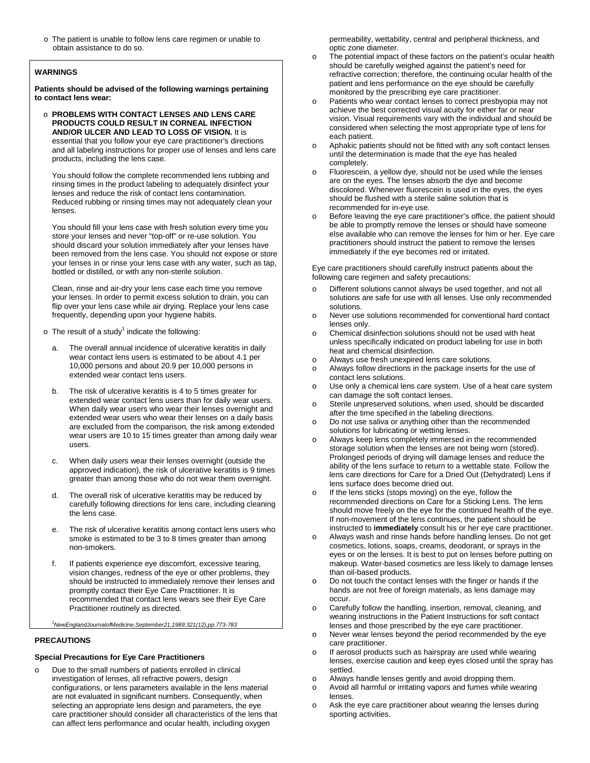- The patient is unable to follow lens care regimen or unable to obtain assistance to do so.

## WARNINGS

**Patients should be advised of the following warnings pertaining to contact lens wear:**

- **PROBLEMS WITH CONTACT LENSES AND LENS CARE PRODUCTS COULD RESULT IN CORNEAL INFECTION AND/OR ULCER AND LEAD TO LOSS OF VISION.** It is essential that you follow your eye care practitioner's directions and all labeling instructions for proper use of lenses and lens care products, including the lens case.

  You should follow the complete recommended lens rubbing and rinsing times in the product labeling to adequately disinfect your lenses and reduce the risk of contact lens contamination. Reduced rubbing or rinsing times may not adequately clean your lenses.

  You should fill your lens case with fresh solution every time you store your lenses and never "top-off" or re-use solution. You should discard your solution immediately after your lenses have been removed from the lens case. You should not expose or store your lenses in or rinse your lens case with any water, such as tap, bottled or distilled, or with any non-sterile solution.

  Clean, rinse and air-dry your lens case each time you remove your lenses. In order to permit excess solution to drain, you can flip over your lens case while air drying. Replace your lens case frequently, depending upon your hygiene habits.

- The result of a study[1] indicate the following:

  a. The overall annual incidence of ulcerative keratitis in daily wear contact lens users is estimated to be about 4.1 per 10,000 persons and about 20.9 per 10,000 persons in extended wear contact lens users.

  b. The risk of ulcerative keratitis is 4 to 5 times greater for extended wear contact lens users than for daily wear users. When daily wear users who wear their lenses overnight and extended wear users who wear their lenses on a daily basis are excluded from the comparison, the risk among extended wear users are 10 to 15 times greater than among daily wear users.

  c. When daily users wear their lenses overnight (outside the approved indication), the risk of ulcerative keratitis is 9 times greater than among those who do not wear them overnight.

  d. The overall risk of ulcerative keratitis may be reduced by carefully following directions for lens care, including cleaning the lens case.

  e. The risk of ulcerative keratitis among contact lens users who smoke is estimated to be 3 to 8 times greater than among non-smokers.

  f. If patients experience eye discomfort, excessive tearing, vision changes, redness of the eye or other problems, they should be instructed to immediately remove their lenses and promptly contact their Eye Care Practitioner. It is recommended that contact lens wears see their Eye Care Practitioner routinely as directed.

*[1]NewEnglandJournalofMedicine,September21,1989;321(12),pp.773-783*

## PRECAUTIONS

### Special Precautions for Eye Care Practitioners

- Due to the small numbers of patients enrolled in clinical investigation of lenses, all refractive powers, design configurations, or lens parameters available in the lens material are not evaluated in significant numbers. Consequently, when selecting an appropriate lens design and parameters, the eye care practitioner should consider all characteristics of the lens that can affect lens performance and ocular health, including oxygen permeability, wettability, central and peripheral thickness, and optic zone diameter.
- The potential impact of these factors on the patient's ocular health should be carefully weighed against the patient's need for refractive correction; therefore, the continuing ocular health of the patient and lens performance on the eye should be carefully monitored by the prescribing eye care practitioner.
- Patients who wear contact lenses to correct presbyopia may not achieve the best corrected visual acuity for either far or near vision. Visual requirements vary with the individual and should be considered when selecting the most appropriate type of lens for each patient.
- Aphakic patients should not be fitted with any soft contact lenses until the determination is made that the eye has healed completely.
- Fluorescein, a yellow dye, should not be used while the lenses are on the eyes. The lenses absorb the dye and become discolored. Whenever fluorescein is used in the eyes, the eyes should be flushed with a sterile saline solution that is recommended for in-eye use.
- Before leaving the eye care practitioner's office, the patient should be able to promptly remove the lenses or should have someone else available who can remove the lenses for him or her. Eye care practitioners should instruct the patient to remove the lenses immediately if the eye becomes red or irritated.

Eye care practitioners should carefully instruct patients about the following care regimen and safety precautions:

- Different solutions cannot always be used together, and not all solutions are safe for use with all lenses. Use only recommended solutions.
- Never use solutions recommended for conventional hard contact lenses only.
- Chemical disinfection solutions should not be used with heat unless specifically indicated on product labeling for use in both heat and chemical disinfection.
- Always use fresh unexpired lens care solutions.
- Always follow directions in the package inserts for the use of contact lens solutions.
- Use only a chemical lens care system. Use of a heat care system can damage the soft contact lenses.
- Sterile unpreserved solutions, when used, should be discarded after the time specified in the labeling directions.
- Do not use saliva or anything other than the recommended solutions for lubricating or wetting lenses.
- Always keep lens completely immersed in the recommended storage solution when the lenses are not being worn (stored). Prolonged periods of drying will damage lenses and reduce the ability of the lens surface to return to a wettable state. Follow the lens care directions for Care for a Dried Out (Dehydrated) Lens if lens surface does become dried out.
- If the lens sticks (stops moving) on the eye, follow the recommended directions on Care for a Sticking Lens. The lens should move freely on the eye for the continued health of the eye. If non-movement of the lens continues, the patient should be instructed to **immediately** consult his or her eye care practitioner.
- Always wash and rinse hands before handling lenses. Do not get cosmetics, lotions, soaps, creams, deodorant, or sprays in the eyes or on the lenses. It is best to put on lenses before putting on makeup. Water-based cosmetics are less likely to damage lenses than oil-based products.
- Do not touch the contact lenses with the finger or hands if the hands are not free of foreign materials, as lens damage may occur.
- Carefully follow the handling, insertion, removal, cleaning, and wearing instructions in the Patient Instructions for soft contact lenses and those prescribed by the eye care practitioner.
- Never wear lenses beyond the period recommended by the eye care practitioner.
- If aerosol products such as hairspray are used while wearing lenses, exercise caution and keep eyes closed until the spray has settled.
- Always handle lenses gently and avoid dropping them.
- Avoid all harmful or irritating vapors and fumes while wearing lenses.
- Ask the eye care practitioner about wearing the lenses during sporting activities.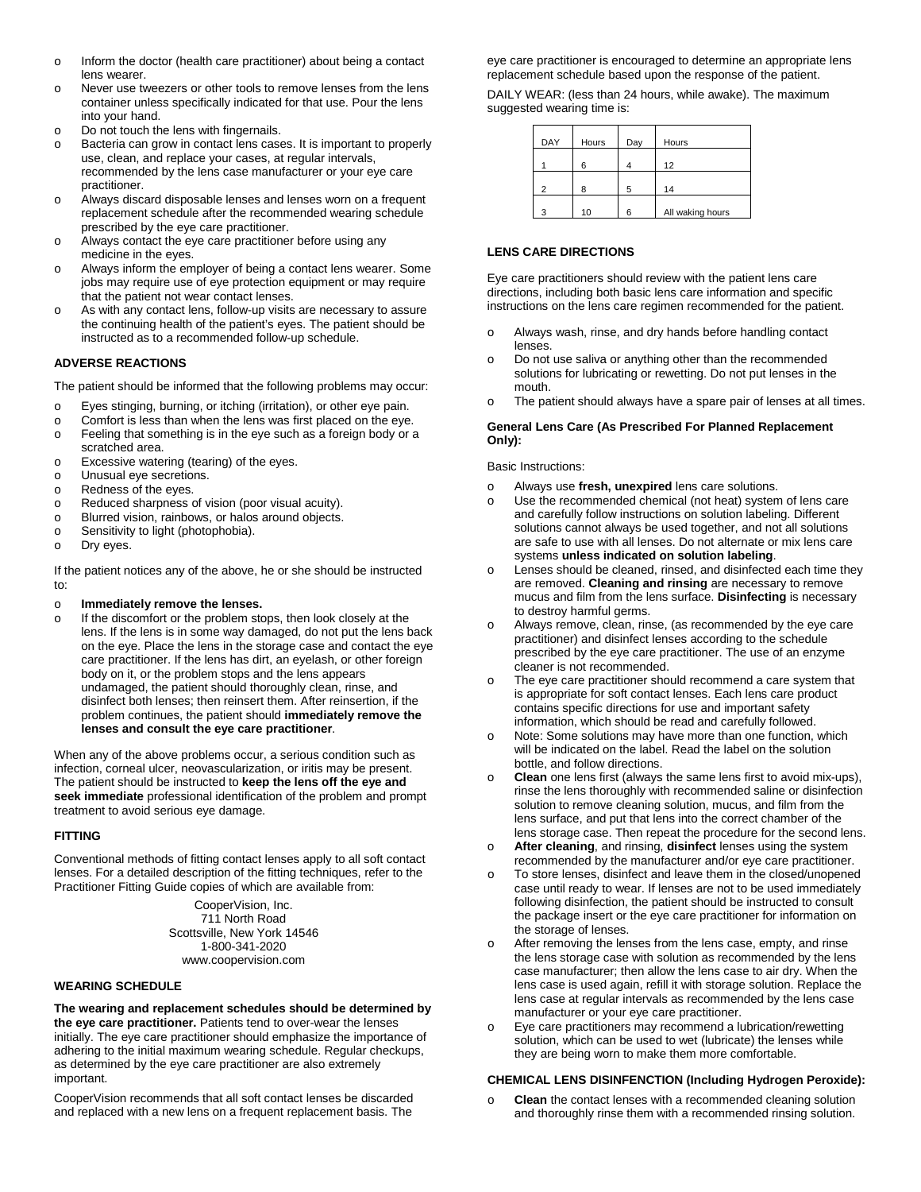- Inform the doctor (health care practitioner) about being a contact lens wearer.
- Never use tweezers or other tools to remove lenses from the lens container unless specifically indicated for that use. Pour the lens into your hand.
- Do not touch the lens with fingernails.
- Bacteria can grow in contact lens cases. It is important to properly use, clean, and replace your cases, at regular intervals, recommended by the lens case manufacturer or your eye care practitioner.
- Always discard disposable lenses and lenses worn on a frequent replacement schedule after the recommended wearing schedule prescribed by the eye care practitioner.
- Always contact the eye care practitioner before using any medicine in the eyes.
- Always inform the employer of being a contact lens wearer. Some jobs may require use of eye protection equipment or may require that the patient not wear contact lenses.
- As with any contact lens, follow-up visits are necessary to assure the continuing health of the patient's eyes. The patient should be instructed as to a recommended follow-up schedule.

## ADVERSE REACTIONS

The patient should be informed that the following problems may occur:

- Eyes stinging, burning, or itching (irritation), or other eye pain.
- Comfort is less than when the lens was first placed on the eye.
- Feeling that something is in the eye such as a foreign body or a scratched area.
- Excessive watering (tearing) of the eyes.
- Unusual eye secretions.
- Redness of the eyes.
- Reduced sharpness of vision (poor visual acuity).
- Blurred vision, rainbows, or halos around objects.
- Sensitivity to light (photophobia).
- Dry eyes.

If the patient notices any of the above, he or she should be instructed to:

- **Immediately remove the lenses.**
- If the discomfort or the problem stops, then look closely at the lens. If the lens is in some way damaged, do not put the lens back on the eye. Place the lens in the storage case and contact the eye care practitioner. If the lens has dirt, an eyelash, or other foreign body on it, or the problem stops and the lens appears undamaged, the patient should thoroughly clean, rinse, and disinfect both lenses; then reinsert them. After reinsertion, if the problem continues, the patient should **immediately remove the lenses and consult the eye care practitioner**.

When any of the above problems occur, a serious condition such as infection, corneal ulcer, neovascularization, or iritis may be present. The patient should be instructed to **keep the lens off the eye and seek immediate** professional identification of the problem and prompt treatment to avoid serious eye damage.

## FITTING

Conventional methods of fitting contact lenses apply to all soft contact lenses. For a detailed description of the fitting techniques, refer to the Practitioner Fitting Guide copies of which are available from:

CooperVision, Inc.
711 North Road
Scottsville, New York 14546
1-800-341-2020
www.coopervision.com

## WEARING SCHEDULE

**The wearing and replacement schedules should be determined by the eye care practitioner.** Patients tend to over-wear the lenses initially. The eye care practitioner should emphasize the importance of adhering to the initial maximum wearing schedule. Regular checkups, as determined by the eye care practitioner are also extremely important.

CooperVision recommends that all soft contact lenses be discarded and replaced with a new lens on a frequent replacement basis. The eye care practitioner is encouraged to determine an appropriate lens replacement schedule based upon the response of the patient.

DAILY WEAR: (less than 24 hours, while awake). The maximum suggested wearing time is:

| DAY | Hours | Day | Hours |
|---|---|---|---|
| 1 | 6 | 4 | 12 |
| 2 | 8 | 5 | 14 |
| 3 | 10 | 6 | All waking hours |

## LENS CARE DIRECTIONS

Eye care practitioners should review with the patient lens care directions, including both basic lens care information and specific instructions on the lens care regimen recommended for the patient.

- Always wash, rinse, and dry hands before handling contact lenses.
- Do not use saliva or anything other than the recommended solutions for lubricating or rewetting. Do not put lenses in the mouth.
- The patient should always have a spare pair of lenses at all times.

### General Lens Care (As Prescribed For Planned Replacement Only):

Basic Instructions:

- Always use **fresh, unexpired** lens care solutions.
- Use the recommended chemical (not heat) system of lens care and carefully follow instructions on solution labeling. Different solutions cannot always be used together, and not all solutions are safe to use with all lenses. Do not alternate or mix lens care systems **unless indicated on solution labeling**.
- Lenses should be cleaned, rinsed, and disinfected each time they are removed. **Cleaning and rinsing** are necessary to remove mucus and film from the lens surface. **Disinfecting** is necessary to destroy harmful germs.
- Always remove, clean, rinse, (as recommended by the eye care practitioner) and disinfect lenses according to the schedule prescribed by the eye care practitioner. The use of an enzyme cleaner is not recommended.
- The eye care practitioner should recommend a care system that is appropriate for soft contact lenses. Each lens care product contains specific directions for use and important safety information, which should be read and carefully followed.
- Note: Some solutions may have more than one function, which will be indicated on the label. Read the label on the solution bottle, and follow directions.
- **Clean** one lens first (always the same lens first to avoid mix-ups), rinse the lens thoroughly with recommended saline or disinfection solution to remove cleaning solution, mucus, and film from the lens surface, and put that lens into the correct chamber of the lens storage case. Then repeat the procedure for the second lens.
- **After cleaning**, and rinsing, **disinfect** lenses using the system recommended by the manufacturer and/or eye care practitioner.
- To store lenses, disinfect and leave them in the closed/unopened case until ready to wear. If lenses are not to be used immediately following disinfection, the patient should be instructed to consult the package insert or the eye care practitioner for information on the storage of lenses.
- After removing the lenses from the lens case, empty, and rinse the lens storage case with solution as recommended by the lens case manufacturer; then allow the lens case to air dry. When the lens case is used again, refill it with storage solution. Replace the lens case at regular intervals as recommended by the lens case manufacturer or your eye care practitioner.
- Eye care practitioners may recommend a lubrication/rewetting solution, which can be used to wet (lubricate) the lenses while they are being worn to make them more comfortable.

### CHEMICAL LENS DISINFENCTION (Including Hydrogen Peroxide):

- **Clean** the contact lenses with a recommended cleaning solution and thoroughly rinse them with a recommended rinsing solution.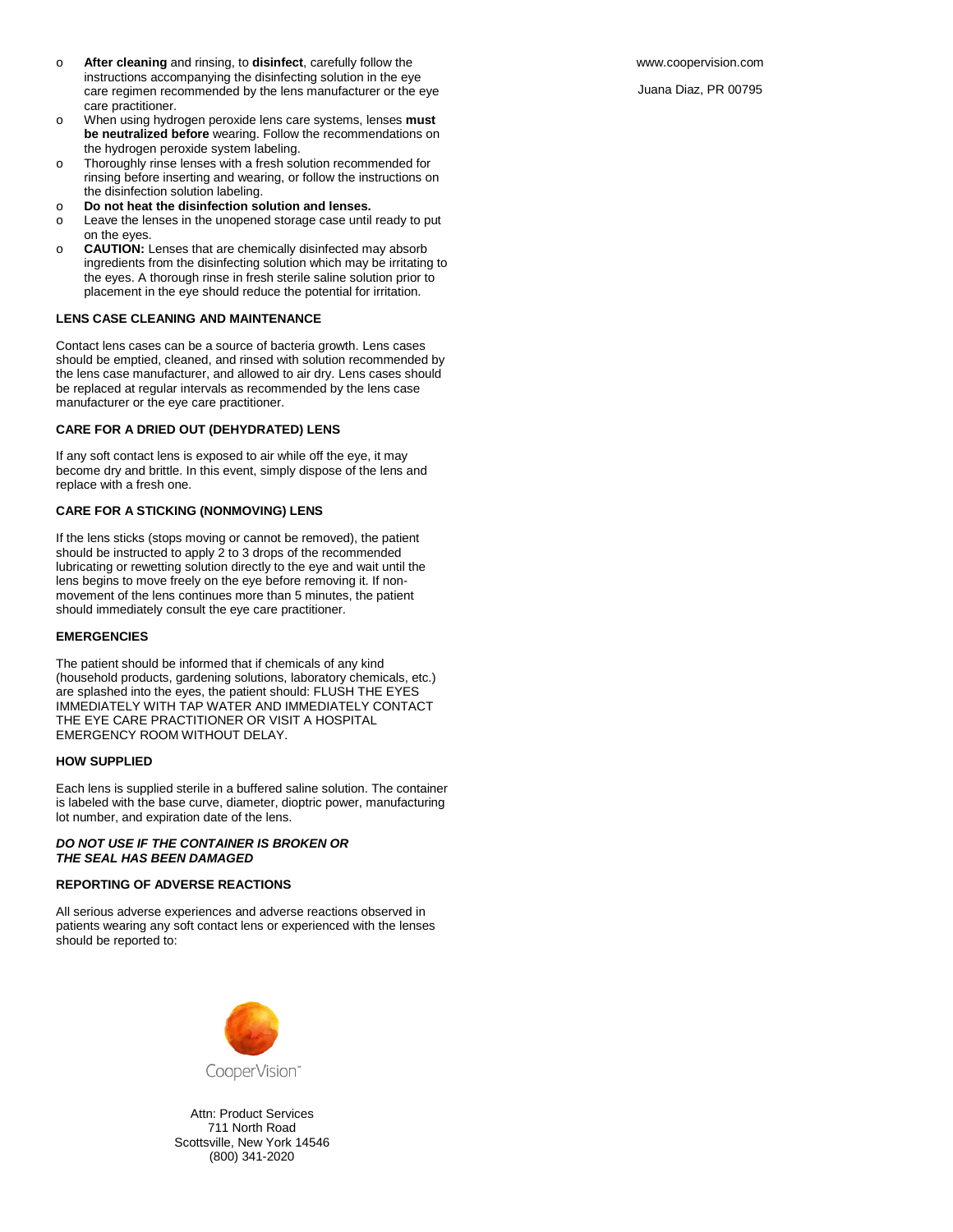- **After cleaning** and rinsing, to **disinfect**, carefully follow the instructions accompanying the disinfecting solution in the eye care regimen recommended by the lens manufacturer or the eye care practitioner.
- When using hydrogen peroxide lens care systems, lenses **must be neutralized before** wearing. Follow the recommendations on the hydrogen peroxide system labeling.
- Thoroughly rinse lenses with a fresh solution recommended for rinsing before inserting and wearing, or follow the instructions on the disinfection solution labeling.
- **Do not heat the disinfection solution and lenses.**
- Leave the lenses in the unopened storage case until ready to put on the eyes.
- **CAUTION:** Lenses that are chemically disinfected may absorb ingredients from the disinfecting solution which may be irritating to the eyes. A thorough rinse in fresh sterile saline solution prior to placement in the eye should reduce the potential for irritation.

**LENS CASE CLEANING AND MAINTENANCE**

Contact lens cases can be a source of bacteria growth. Lens cases should be emptied, cleaned, and rinsed with solution recommended by the lens case manufacturer, and allowed to air dry. Lens cases should be replaced at regular intervals as recommended by the lens case manufacturer or the eye care practitioner.

**CARE FOR A DRIED OUT (DEHYDRATED) LENS**

If any soft contact lens is exposed to air while off the eye, it may become dry and brittle. In this event, simply dispose of the lens and replace with a fresh one.

**CARE FOR A STICKING (NONMOVING) LENS**

If the lens sticks (stops moving or cannot be removed), the patient should be instructed to apply 2 to 3 drops of the recommended lubricating or rewetting solution directly to the eye and wait until the lens begins to move freely on the eye before removing it. If non-movement of the lens continues more than 5 minutes, the patient should immediately consult the eye care practitioner.

**EMERGENCIES**

The patient should be informed that if chemicals of any kind (household products, gardening solutions, laboratory chemicals, etc.) are splashed into the eyes, the patient should: FLUSH THE EYES IMMEDIATELY WITH TAP WATER AND IMMEDIATELY CONTACT THE EYE CARE PRACTITIONER OR VISIT A HOSPITAL EMERGENCY ROOM WITHOUT DELAY.

**HOW SUPPLIED**

Each lens is supplied sterile in a buffered saline solution. The container is labeled with the base curve, diameter, dioptric power, manufacturing lot number, and expiration date of the lens.

***DO NOT USE IF THE CONTAINER IS BROKEN OR THE SEAL HAS BEEN DAMAGED***

**REPORTING OF ADVERSE REACTIONS**

All serious adverse experiences and adverse reactions observed in patients wearing any soft contact lens or experienced with the lenses should be reported to:

CooperVision™

Attn: Product Services
711 North Road
Scottsville, New York 14546
(800) 341-2020

www.coopervision.com

Juana Diaz, PR 00795